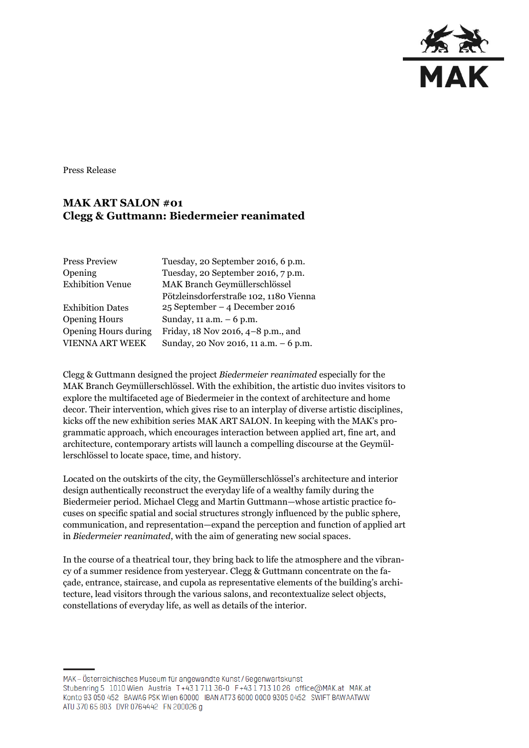Press Release

# MAK ART SALON #01
# Clegg & Guttmann: Biedermeier reanimated

| | |
|---|---|
| Press Preview | Tuesday, 20 September 2016, 6 p.m. |
| Opening | Tuesday, 20 September 2016, 7 p.m. |
| Exhibition Venue | MAK Branch Geymüllerschlössel<br>Pötzleinsdorferstraße 102, 1180 Vienna |
| Exhibition Dates | 25 September – 4 December 2016 |
| Opening Hours | Sunday, 11 a.m. – 6 p.m. |
| Opening Hours during VIENNA ART WEEK | Friday, 18 Nov 2016, 4–8 p.m., and Sunday, 20 Nov 2016, 11 a.m. – 6 p.m. |

Clegg & Guttmann designed the project *Biedermeier reanimated* especially for the MAK Branch Geymüllerschlössel. With the exhibition, the artistic duo invites visitors to explore the multifaceted age of Biedermeier in the context of architecture and home decor. Their intervention, which gives rise to an interplay of diverse artistic disciplines, kicks off the new exhibition series MAK ART SALON. In keeping with the MAK's programmatic approach, which encourages interaction between applied art, fine art, and architecture, contemporary artists will launch a compelling discourse at the Geymüllerschlössel to locate space, time, and history.

Located on the outskirts of the city, the Geymüllerschlössel's architecture and interior design authentically reconstruct the everyday life of a wealthy family during the Biedermeier period. Michael Clegg and Martin Guttmann—whose artistic practice focuses on specific spatial and social structures strongly influenced by the public sphere, communication, and representation—expand the perception and function of applied art in *Biedermeier reanimated*, with the aim of generating new social spaces.

In the course of a theatrical tour, they bring back to life the atmosphere and the vibrancy of a summer residence from yesteryear. Clegg & Guttmann concentrate on the façade, entrance, staircase, and cupola as representative elements of the building's architecture, lead visitors through the various salons, and recontextualize select objects, constellations of everyday life, as well as details of the interior.

MAK – Österreichisches Museum für angewandte Kunst / Gegenwartskunst
Stubenring 5 1010 Wien Austria T +43 1 711 36-0 F +43 1 713 10 26 office@MAK.at MAK.at
Konto 93 050 452 BAWAG PSK Wien 60000 IBAN AT73 6000 0000 9305 0452 SWIFT BAWAATWW
ATU 370 65 803 DVR 0764442 FN 200026 g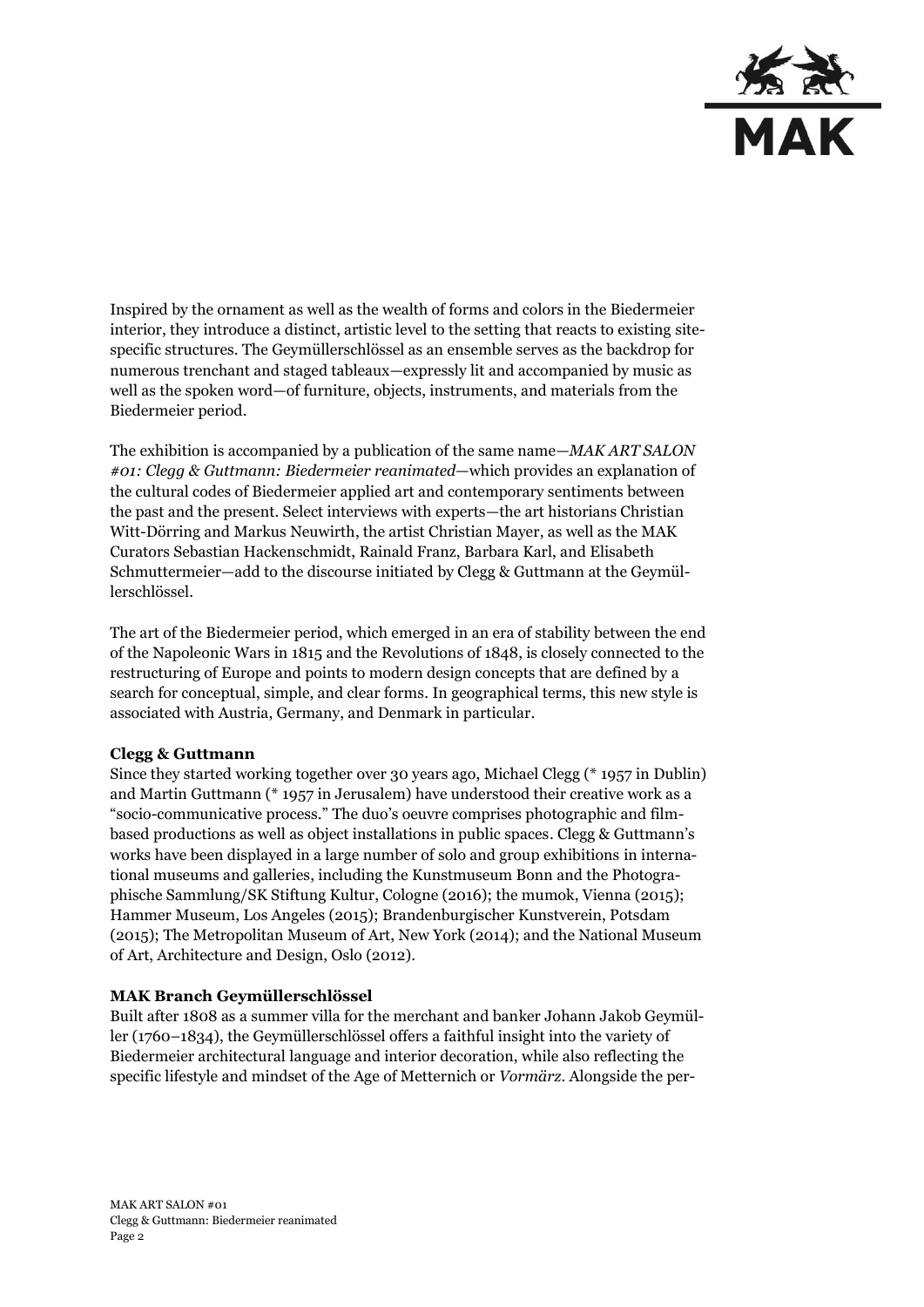Inspired by the ornament as well as the wealth of forms and colors in the Biedermeier interior, they introduce a distinct, artistic level to the setting that reacts to existing site-specific structures. The Geymüllerschlössel as an ensemble serves as the backdrop for numerous trenchant and staged tableaux—expressly lit and accompanied by music as well as the spoken word—of furniture, objects, instruments, and materials from the Biedermeier period.

The exhibition is accompanied by a publication of the same name—*MAK ART SALON #01: Clegg & Guttmann: Biedermeier reanimated*—which provides an explanation of the cultural codes of Biedermeier applied art and contemporary sentiments between the past and the present. Select interviews with experts—the art historians Christian Witt-Dörring and Markus Neuwirth, the artist Christian Mayer, as well as the MAK Curators Sebastian Hackenschmidt, Rainald Franz, Barbara Karl, and Elisabeth Schmuttermeier—add to the discourse initiated by Clegg & Guttmann at the Geymüllerschlössel.

The art of the Biedermeier period, which emerged in an era of stability between the end of the Napoleonic Wars in 1815 and the Revolutions of 1848, is closely connected to the restructuring of Europe and points to modern design concepts that are defined by a search for conceptual, simple, and clear forms. In geographical terms, this new style is associated with Austria, Germany, and Denmark in particular.

**Clegg & Guttmann**
Since they started working together over 30 years ago, Michael Clegg (* 1957 in Dublin) and Martin Guttmann (* 1957 in Jerusalem) have understood their creative work as a "socio-communicative process." The duo's oeuvre comprises photographic and film-based productions as well as object installations in public spaces. Clegg & Guttmann's works have been displayed in a large number of solo and group exhibitions in international museums and galleries, including the Kunstmuseum Bonn and the Photographische Sammlung/SK Stiftung Kultur, Cologne (2016); the mumok, Vienna (2015); Hammer Museum, Los Angeles (2015); Brandenburgischer Kunstverein, Potsdam (2015); The Metropolitan Museum of Art, New York (2014); and the National Museum of Art, Architecture and Design, Oslo (2012).

**MAK Branch Geymüllerschlössel**
Built after 1808 as a summer villa for the merchant and banker Johann Jakob Geymüller (1760–1834), the Geymüllerschlössel offers a faithful insight into the variety of Biedermeier architectural language and interior decoration, while also reflecting the specific lifestyle and mindset of the Age of Metternich or *Vormärz*. Alongside the per-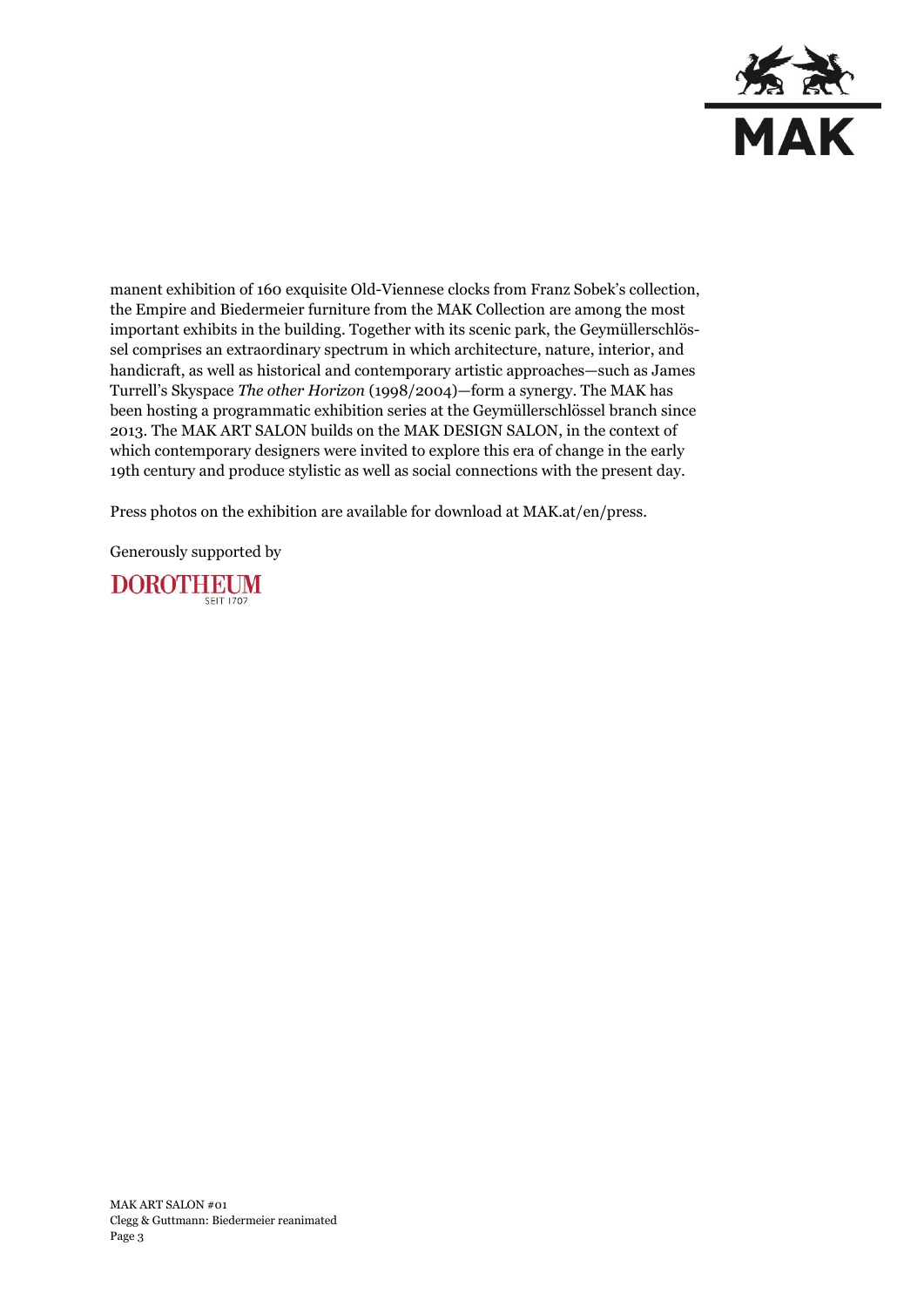manent exhibition of 160 exquisite Old-Viennese clocks from Franz Sobek's collection, the Empire and Biedermeier furniture from the MAK Collection are among the most important exhibits in the building. Together with its scenic park, the Geymüllerschlössel comprises an extraordinary spectrum in which architecture, nature, interior, and handicraft, as well as historical and contemporary artistic approaches—such as James Turrell's Skyspace *The other Horizon* (1998/2004)—form a synergy. The MAK has been hosting a programmatic exhibition series at the Geymüllerschlössel branch since 2013. The MAK ART SALON builds on the MAK DESIGN SALON, in the context of which contemporary designers were invited to explore this era of change in the early 19th century and produce stylistic as well as social connections with the present day.

Press photos on the exhibition are available for download at MAK.at/en/press.

Generously supported by

DOROTHEUM
SEIT 1707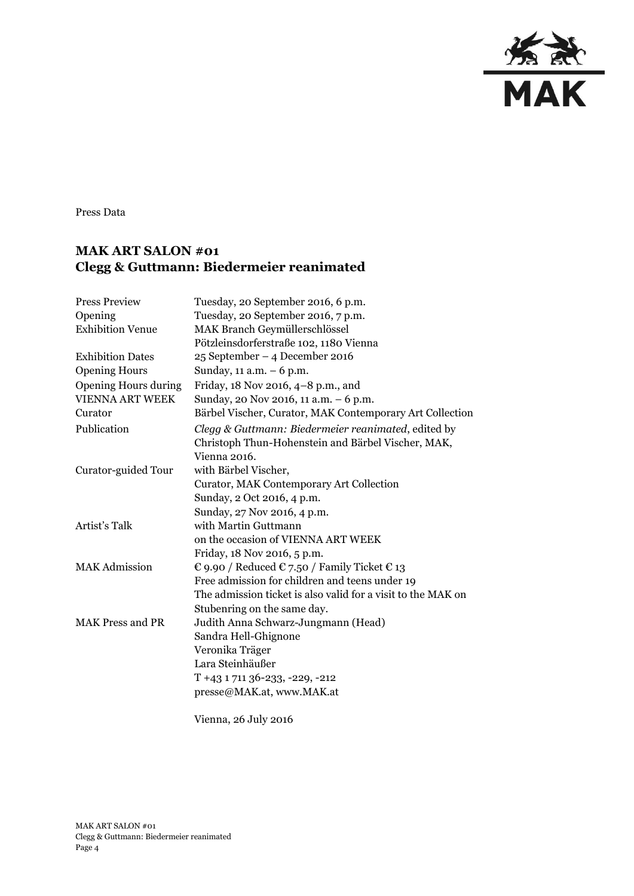Press Data

## MAK ART SALON #01
## Clegg & Guttmann: Biedermeier reanimated

| | |
|---|---|
| Press Preview | Tuesday, 20 September 2016, 6 p.m. |
| Opening | Tuesday, 20 September 2016, 7 p.m. |
| Exhibition Venue | MAK Branch Geymüllerschlössel<br>Pötzleinsdorferstraße 102, 1180 Vienna |
| Exhibition Dates | 25 September – 4 December 2016 |
| Opening Hours | Sunday, 11 a.m. – 6 p.m. |
| Opening Hours during VIENNA ART WEEK | Friday, 18 Nov 2016, 4–8 p.m., and<br>Sunday, 20 Nov 2016, 11 a.m. – 6 p.m. |
| Curator | Bärbel Vischer, Curator, MAK Contemporary Art Collection |
| Publication | *Clegg & Guttmann: Biedermeier reanimated*, edited by Christoph Thun-Hohenstein and Bärbel Vischer, MAK, Vienna 2016. |
| Curator-guided Tour | with Bärbel Vischer,<br>Curator, MAK Contemporary Art Collection<br>Sunday, 2 Oct 2016, 4 p.m.<br>Sunday, 27 Nov 2016, 4 p.m. |
| Artist's Talk | with Martin Guttmann<br>on the occasion of VIENNA ART WEEK<br>Friday, 18 Nov 2016, 5 p.m. |
| MAK Admission | € 9.90 / Reduced € 7.50 / Family Ticket € 13<br>Free admission for children and teens under 19<br>The admission ticket is also valid for a visit to the MAK on Stubenring on the same day. |
| MAK Press and PR | Judith Anna Schwarz-Jungmann (Head)<br>Sandra Hell-Ghignone<br>Veronika Träger<br>Lara Steinhäußer<br>T +43 1 711 36-233, -229, -212<br>presse@MAK.at, www.MAK.at |

Vienna, 26 July 2016